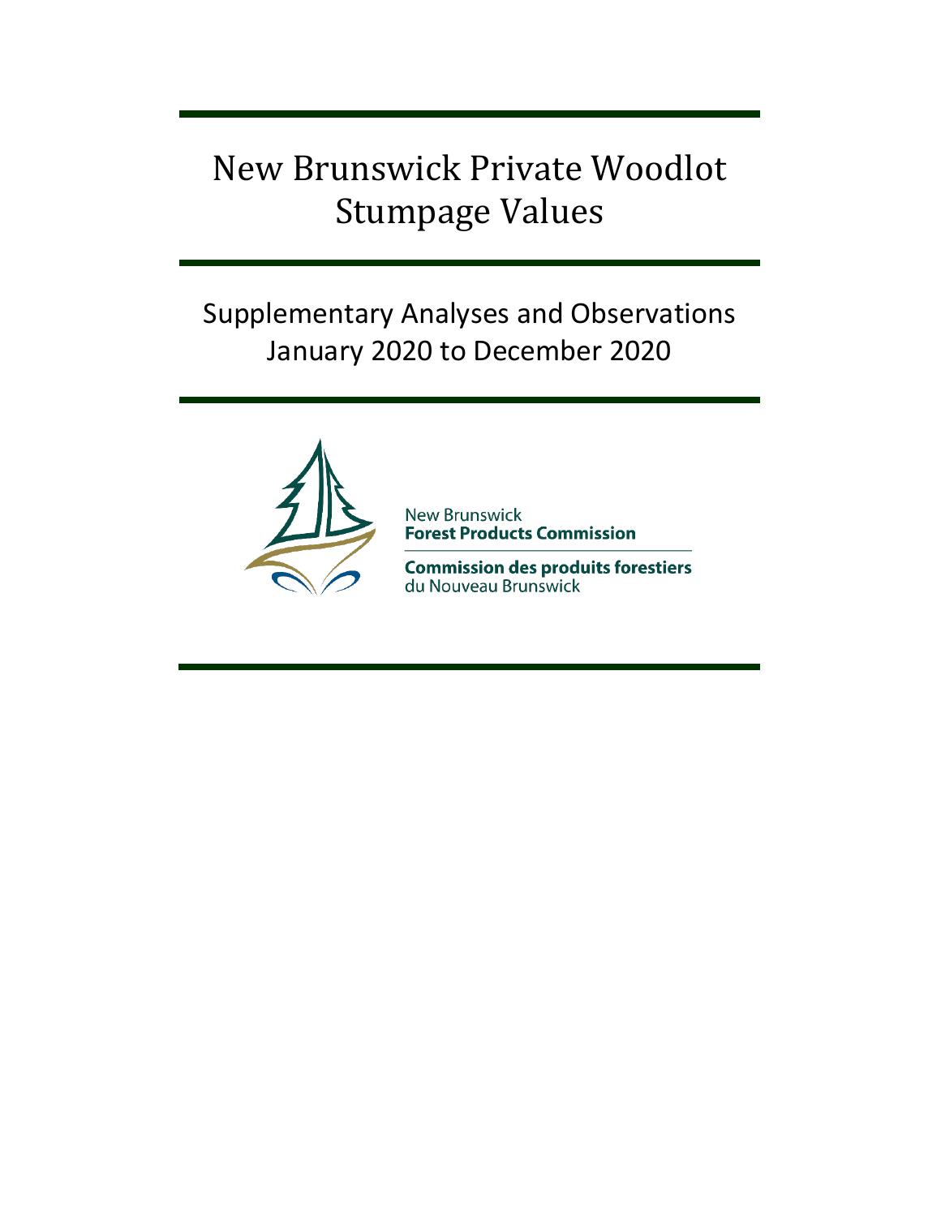# New Brunswick Private Woodlot Stumpage Values

## Supplementary Analyses and Observations
## January 2020 to December 2020

New Brunswick
**Forest Products Commission**

**Commission des produits forestiers**
du Nouveau Brunswick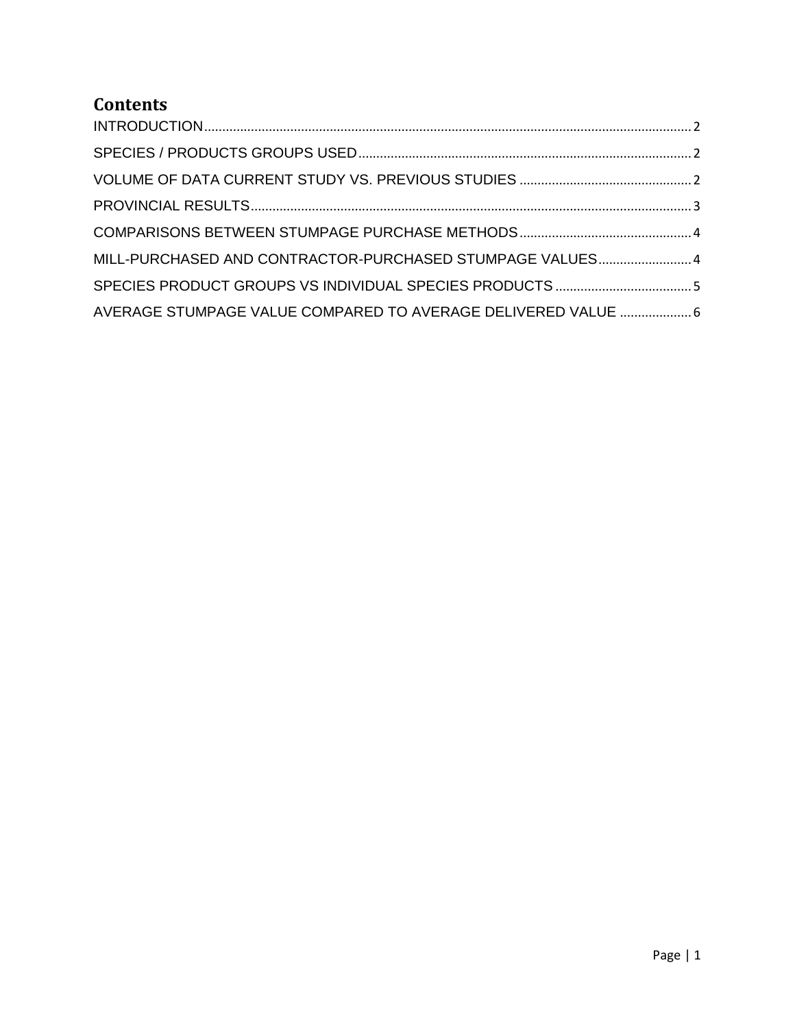## Contents

INTRODUCTION ........ 2

SPECIES / PRODUCTS GROUPS USED ........ 2

VOLUME OF DATA CURRENT STUDY VS. PREVIOUS STUDIES ........ 2

PROVINCIAL RESULTS ........ 3

COMPARISONS BETWEEN STUMPAGE PURCHASE METHODS ........ 4

MILL-PURCHASED AND CONTRACTOR-PURCHASED STUMPAGE VALUES ........ 4

SPECIES PRODUCT GROUPS VS INDIVIDUAL SPECIES PRODUCTS ........ 5

AVERAGE STUMPAGE VALUE COMPARED TO AVERAGE DELIVERED VALUE ........ 6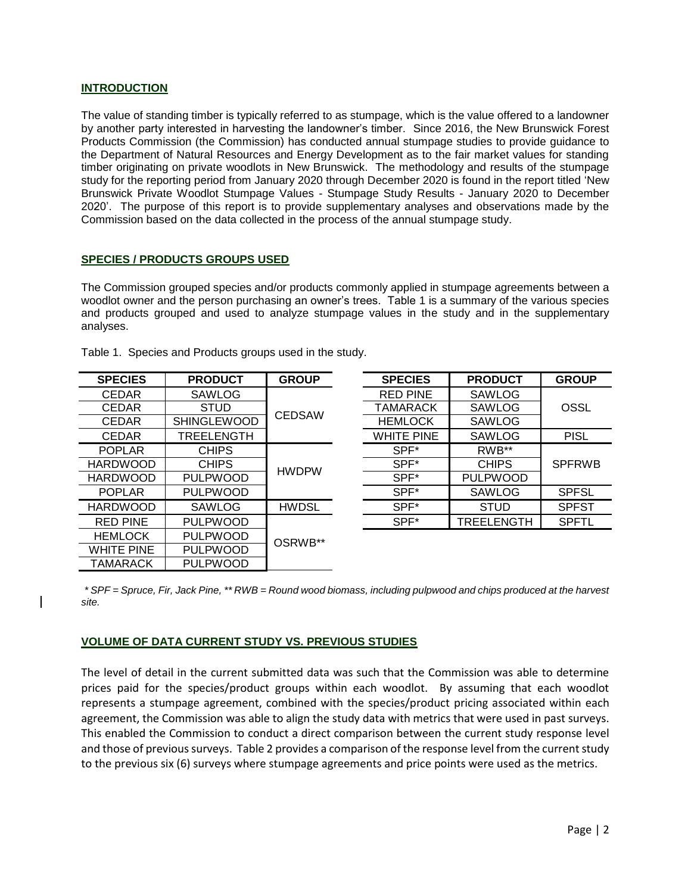## INTRODUCTION

The value of standing timber is typically referred to as stumpage, which is the value offered to a landowner by another party interested in harvesting the landowner's timber. Since 2016, the New Brunswick Forest Products Commission (the Commission) has conducted annual stumpage studies to provide guidance to the Department of Natural Resources and Energy Development as to the fair market values for standing timber originating on private woodlots in New Brunswick. The methodology and results of the stumpage study for the reporting period from January 2020 through December 2020 is found in the report titled 'New Brunswick Private Woodlot Stumpage Values - Stumpage Study Results - January 2020 to December 2020'. The purpose of this report is to provide supplementary analyses and observations made by the Commission based on the data collected in the process of the annual stumpage study.

## SPECIES / PRODUCTS GROUPS USED

The Commission grouped species and/or products commonly applied in stumpage agreements between a woodlot owner and the person purchasing an owner's trees. Table 1 is a summary of the various species and products grouped and used to analyze stumpage values in the study and in the supplementary analyses.

Table 1. Species and Products groups used in the study.

| SPECIES | PRODUCT | GROUP |
|---|---|---|
| CEDAR | SAWLOG | CEDSAW |
| CEDAR | STUD | CEDSAW |
| CEDAR | SHINGLEWOOD | CEDSAW |
| CEDAR | TREELENGTH | CEDSAW |
| POPLAR | CHIPS | HWDPW |
| HARDWOOD | CHIPS | HWDPW |
| HARDWOOD | PULPWOOD | HWDPW |
| POPLAR | PULPWOOD | HWDPW |
| HARDWOOD | SAWLOG | HWDSL |
| RED PINE | PULPWOOD | OSRWB** |
| HEMLOCK | PULPWOOD | OSRWB** |
| WHITE PINE | PULPWOOD | OSRWB** |
| TAMARACK | PULPWOOD | OSRWB** |

| SPECIES | PRODUCT | GROUP |
|---|---|---|
| RED PINE | SAWLOG | OSSL |
| TAMARACK | SAWLOG | OSSL |
| HEMLOCK | SAWLOG | OSSL |
| WHITE PINE | SAWLOG | PISL |
| SPF* | RWB** | SPFRWB |
| SPF* | CHIPS | SPFRWB |
| SPF* | PULPWOOD | SPFRWB |
| SPF* | SAWLOG | SPFSL |
| SPF* | STUD | SPFST |
| SPF* | TREELENGTH | SPFTL |

*\* SPF = Spruce, Fir, Jack Pine, \*\* RWB = Round wood biomass, including pulpwood and chips produced at the harvest site.*

## VOLUME OF DATA CURRENT STUDY VS. PREVIOUS STUDIES

The level of detail in the current submitted data was such that the Commission was able to determine prices paid for the species/product groups within each woodlot. By assuming that each woodlot represents a stumpage agreement, combined with the species/product pricing associated within each agreement, the Commission was able to align the study data with metrics that were used in past surveys. This enabled the Commission to conduct a direct comparison between the current study response level and those of previous surveys. Table 2 provides a comparison of the response level from the current study to the previous six (6) surveys where stumpage agreements and price points were used as the metrics.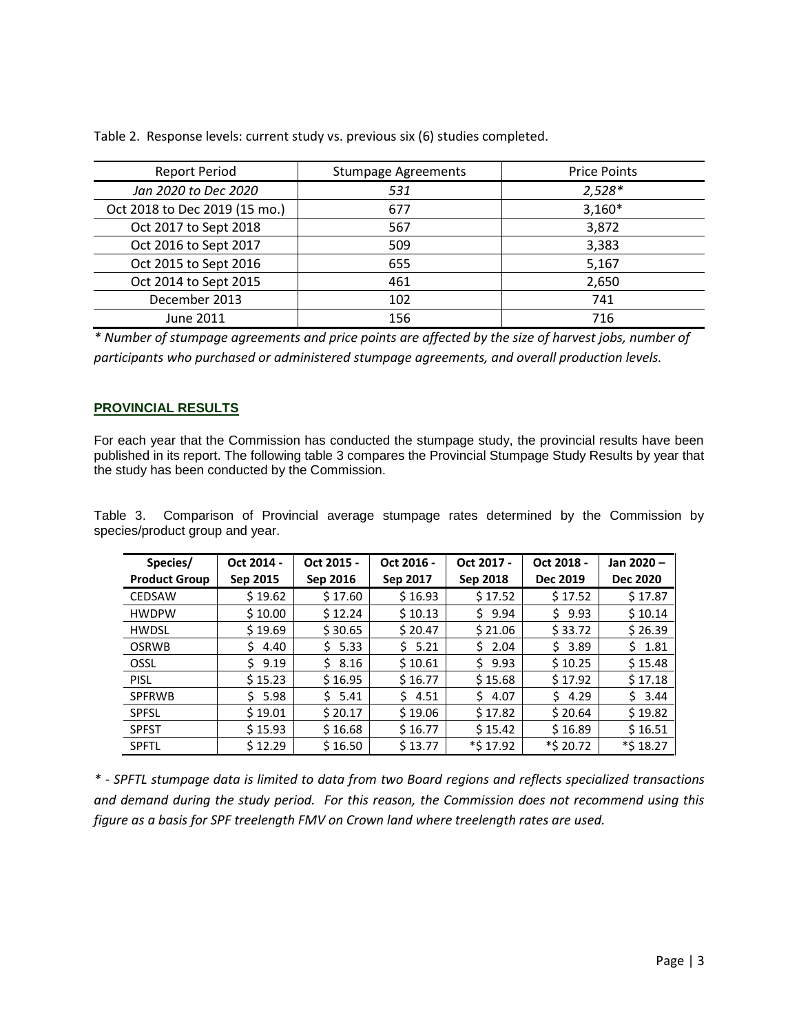Table 2. Response levels: current study vs. previous six (6) studies completed.

| Report Period | Stumpage Agreements | Price Points |
| --- | --- | --- |
| *Jan 2020 to Dec 2020* | *531* | *2,528** |
| Oct 2018 to Dec 2019 (15 mo.) | 677 | 3,160* |
| Oct 2017 to Sept 2018 | 567 | 3,872 |
| Oct 2016 to Sept 2017 | 509 | 3,383 |
| Oct 2015 to Sept 2016 | 655 | 5,167 |
| Oct 2014 to Sept 2015 | 461 | 2,650 |
| December 2013 | 102 | 741 |
| June 2011 | 156 | 716 |

*\* Number of stumpage agreements and price points are affected by the size of harvest jobs, number of participants who purchased or administered stumpage agreements, and overall production levels.*

## PROVINCIAL RESULTS

For each year that the Commission has conducted the stumpage study, the provincial results have been published in its report. The following table 3 compares the Provincial Stumpage Study Results by year that the study has been conducted by the Commission.

Table 3. Comparison of Provincial average stumpage rates determined by the Commission by species/product group and year.

| Species/ Product Group | Oct 2014 - Sep 2015 | Oct 2015 - Sep 2016 | Oct 2016 - Sep 2017 | Oct 2017 - Sep 2018 | Oct 2018 - Dec 2019 | Jan 2020 – Dec 2020 |
| --- | --- | --- | --- | --- | --- | --- |
| CEDSAW | $ 19.62 | $ 17.60 | $ 16.93 | $ 17.52 | $ 17.52 | $ 17.87 |
| HWDPW | $ 10.00 | $ 12.24 | $ 10.13 | $ 9.94 | $ 9.93 | $ 10.14 |
| HWDSL | $ 19.69 | $ 30.65 | $ 20.47 | $ 21.06 | $ 33.72 | $ 26.39 |
| OSRWB | $ 4.40 | $ 5.33 | $ 5.21 | $ 2.04 | $ 3.89 | $ 1.81 |
| OSSL | $ 9.19 | $ 8.16 | $ 10.61 | $ 9.93 | $ 10.25 | $ 15.48 |
| PISL | $ 15.23 | $ 16.95 | $ 16.77 | $ 15.68 | $ 17.92 | $ 17.18 |
| SPFRWB | $ 5.98 | $ 5.41 | $ 4.51 | $ 4.07 | $ 4.29 | $ 3.44 |
| SPFSL | $ 19.01 | $ 20.17 | $ 19.06 | $ 17.82 | $ 20.64 | $ 19.82 |
| SPFST | $ 15.93 | $ 16.68 | $ 16.77 | $ 15.42 | $ 16.89 | $ 16.51 |
| SPFTL | $ 12.29 | $ 16.50 | $ 13.77 | *$ 17.92 | *$ 20.72 | *$ 18.27 |

*\* - SPFTL stumpage data is limited to data from two Board regions and reflects specialized transactions and demand during the study period. For this reason, the Commission does not recommend using this figure as a basis for SPF treelength FMV on Crown land where treelength rates are used.*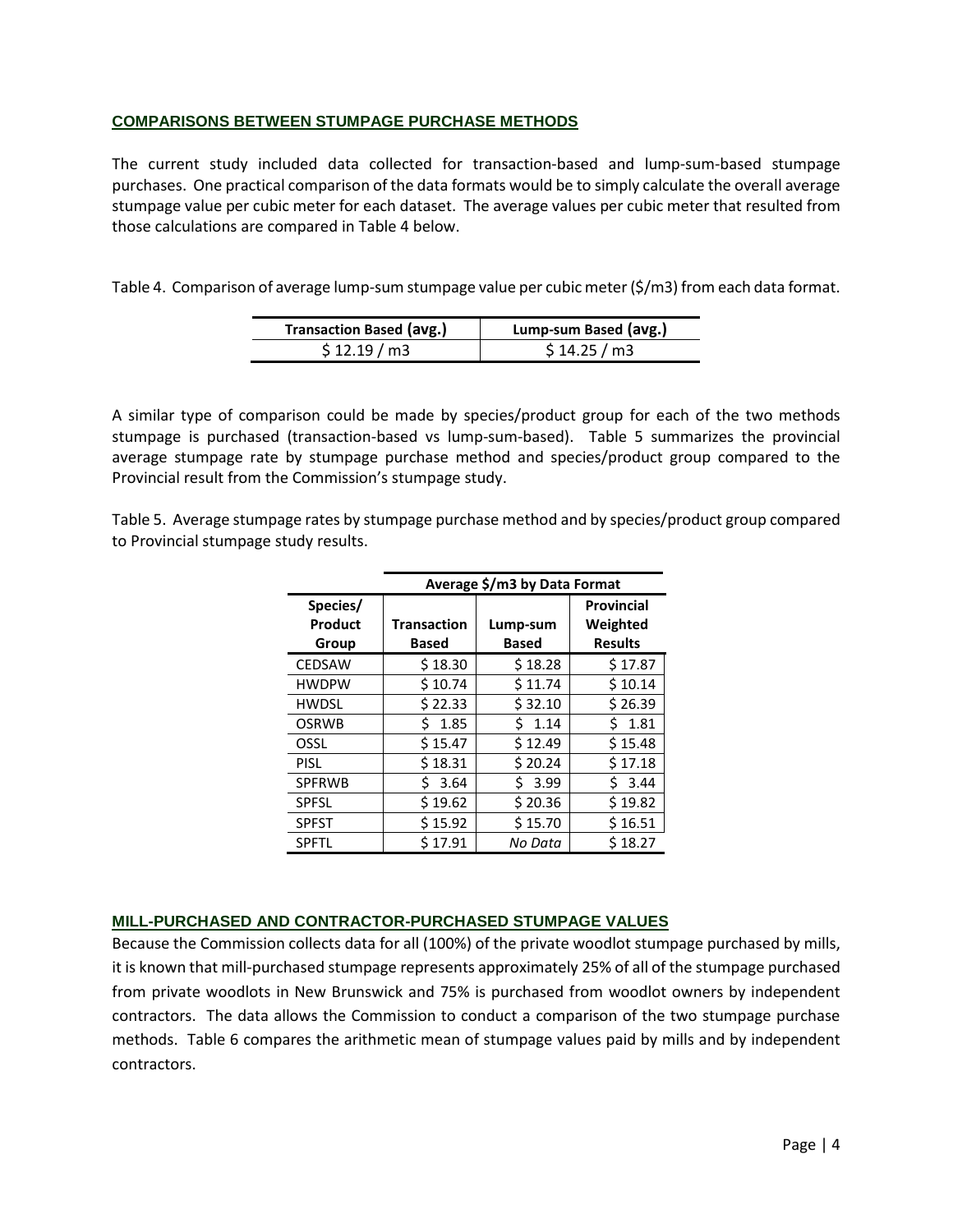## COMPARISONS BETWEEN STUMPAGE PURCHASE METHODS

The current study included data collected for transaction-based and lump-sum-based stumpage purchases. One practical comparison of the data formats would be to simply calculate the overall average stumpage value per cubic meter for each dataset. The average values per cubic meter that resulted from those calculations are compared in Table 4 below.

Table 4. Comparison of average lump-sum stumpage value per cubic meter ($/m3) from each data format.

| Transaction Based (avg.) | Lump-sum Based (avg.) |
|---|---|
| $ 12.19 / m3 | $ 14.25 / m3 |

A similar type of comparison could be made by species/product group for each of the two methods stumpage is purchased (transaction-based vs lump-sum-based). Table 5 summarizes the provincial average stumpage rate by stumpage purchase method and species/product group compared to the Provincial result from the Commission's stumpage study.

Table 5. Average stumpage rates by stumpage purchase method and by species/product group compared to Provincial stumpage study results.

| | Average $/m3 by Data Format | | |
|---|---|---|---|
| **Species/ Product Group** | **Transaction Based** | **Lump-sum Based** | **Provincial Weighted Results** |
| CEDSAW | $ 18.30 | $ 18.28 | $ 17.87 |
| HWDPW | $ 10.74 | $ 11.74 | $ 10.14 |
| HWDSL | $ 22.33 | $ 32.10 | $ 26.39 |
| OSRWB | $ 1.85 | $ 1.14 | $ 1.81 |
| OSSL | $ 15.47 | $ 12.49 | $ 15.48 |
| PISL | $ 18.31 | $ 20.24 | $ 17.18 |
| SPFRWB | $ 3.64 | $ 3.99 | $ 3.44 |
| SPFSL | $ 19.62 | $ 20.36 | $ 19.82 |
| SPFST | $ 15.92 | $ 15.70 | $ 16.51 |
| SPFTL | $ 17.91 | *No Data* | $ 18.27 |

## MILL-PURCHASED AND CONTRACTOR-PURCHASED STUMPAGE VALUES

Because the Commission collects data for all (100%) of the private woodlot stumpage purchased by mills, it is known that mill-purchased stumpage represents approximately 25% of all of the stumpage purchased from private woodlots in New Brunswick and 75% is purchased from woodlot owners by independent contractors. The data allows the Commission to conduct a comparison of the two stumpage purchase methods. Table 6 compares the arithmetic mean of stumpage values paid by mills and by independent contractors.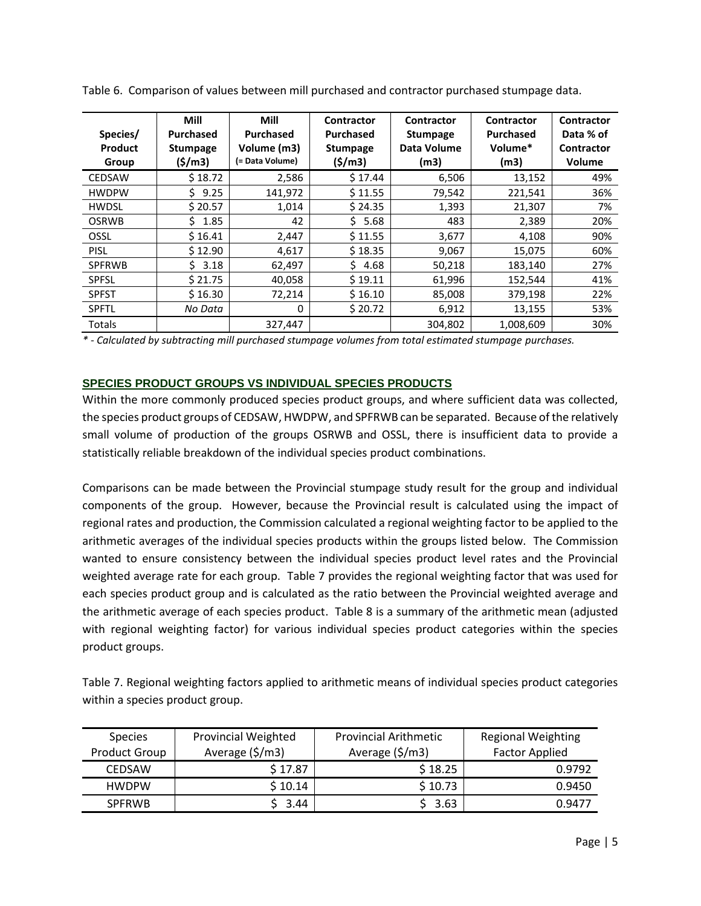Table 6. Comparison of values between mill purchased and contractor purchased stumpage data.

| Species/ Product Group | Mill Purchased Stumpage ($/m3) | Mill Purchased Volume (m3) (= Data Volume) | Contractor Purchased Stumpage ($/m3) | Contractor Stumpage Data Volume (m3) | Contractor Purchased Volume* (m3) | Contractor Data % of Contractor Volume |
|---|---|---|---|---|---|---|
| CEDSAW | $ 18.72 | 2,586 | $ 17.44 | 6,506 | 13,152 | 49% |
| HWDPW | $ 9.25 | 141,972 | $ 11.55 | 79,542 | 221,541 | 36% |
| HWDSL | $ 20.57 | 1,014 | $ 24.35 | 1,393 | 21,307 | 7% |
| OSRWB | $ 1.85 | 42 | $ 5.68 | 483 | 2,389 | 20% |
| OSSL | $ 16.41 | 2,447 | $ 11.55 | 3,677 | 4,108 | 90% |
| PISL | $ 12.90 | 4,617 | $ 18.35 | 9,067 | 15,075 | 60% |
| SPFRWB | $ 3.18 | 62,497 | $ 4.68 | 50,218 | 183,140 | 27% |
| SPFSL | $ 21.75 | 40,058 | $ 19.11 | 61,996 | 152,544 | 41% |
| SPFST | $ 16.30 | 72,214 | $ 16.10 | 85,008 | 379,198 | 22% |
| SPFTL | *No Data* | 0 | $ 20.72 | 6,912 | 13,155 | 53% |
| Totals | | 327,447 | | 304,802 | 1,008,609 | 30% |

*\* - Calculated by subtracting mill purchased stumpage volumes from total estimated stumpage purchases.*

## SPECIES PRODUCT GROUPS VS INDIVIDUAL SPECIES PRODUCTS

Within the more commonly produced species product groups, and where sufficient data was collected, the species product groups of CEDSAW, HWDPW, and SPFRWB can be separated. Because of the relatively small volume of production of the groups OSRWB and OSSL, there is insufficient data to provide a statistically reliable breakdown of the individual species product combinations.

Comparisons can be made between the Provincial stumpage study result for the group and individual components of the group. However, because the Provincial result is calculated using the impact of regional rates and production, the Commission calculated a regional weighting factor to be applied to the arithmetic averages of the individual species products within the groups listed below. The Commission wanted to ensure consistency between the individual species product level rates and the Provincial weighted average rate for each group. Table 7 provides the regional weighting factor that was used for each species product group and is calculated as the ratio between the Provincial weighted average and the arithmetic average of each species product. Table 8 is a summary of the arithmetic mean (adjusted with regional weighting factor) for various individual species product categories within the species product groups.

Table 7. Regional weighting factors applied to arithmetic means of individual species product categories within a species product group.

| Species Product Group | Provincial Weighted Average ($/m3) | Provincial Arithmetic Average ($/m3) | Regional Weighting Factor Applied |
|---|---|---|---|
| CEDSAW | $ 17.87 | $ 18.25 | 0.9792 |
| HWDPW | $ 10.14 | $ 10.73 | 0.9450 |
| SPFRWB | $ 3.44 | $ 3.63 | 0.9477 |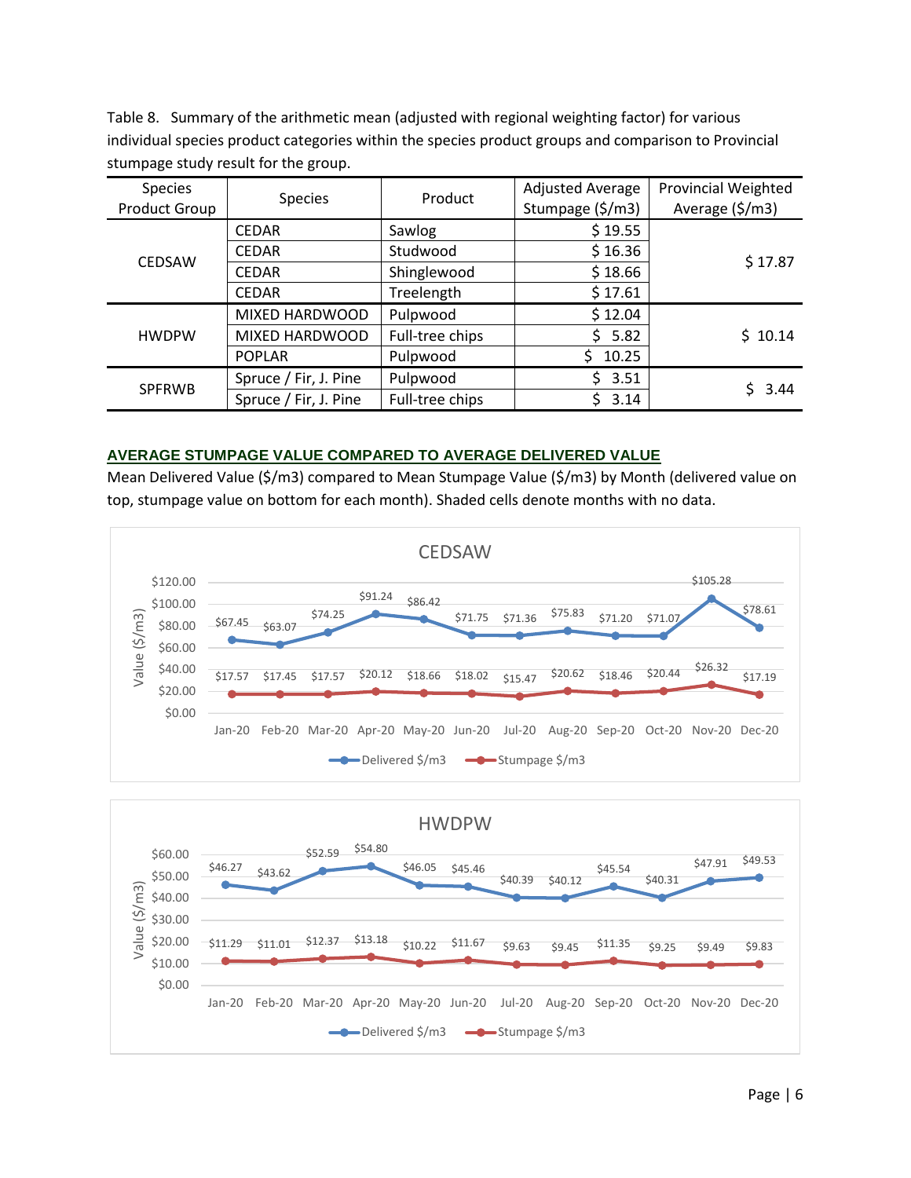Table 8. Summary of the arithmetic mean (adjusted with regional weighting factor) for various individual species product categories within the species product groups and comparison to Provincial stumpage study result for the group.

| Species Product Group | Species | Product | Adjusted Average Stumpage ($/m3) | Provincial Weighted Average ($/m3) |
|---|---|---|---|---|
| CEDSAW | CEDAR | Sawlog | $ 19.55 | $ 17.87 |
| | CEDAR | Studwood | $ 16.36 | |
| | CEDAR | Shinglewood | $ 18.66 | |
| | CEDAR | Treelength | $ 17.61 | |
| HWDPW | MIXED HARDWOOD | Pulpwood | $ 12.04 | $ 10.14 |
| | MIXED HARDWOOD | Full-tree chips | $ 5.82 | |
| | POPLAR | Pulpwood | $ 10.25 | |
| SPFRWB | Spruce / Fir, J. Pine | Pulpwood | $ 3.51 | $ 3.44 |
| | Spruce / Fir, J. Pine | Full-tree chips | $ 3.14 | |

## AVERAGE STUMPAGE VALUE COMPARED TO AVERAGE DELIVERED VALUE

Mean Delivered Value ($/m3) compared to Mean Stumpage Value ($/m3) by Month (delivered value on top, stumpage value on bottom for each month). Shaded cells denote months with no data.

CEDSAW

| | Jan-20 | Feb-20 | Mar-20 | Apr-20 | May-20 | Jun-20 | Jul-20 | Aug-20 | Sep-20 | Oct-20 | Nov-20 | Dec-20 |
|---|---|---|---|---|---|---|---|---|---|---|---|---|
| Delivered $/m3 | $67.45 | $63.07 | $74.25 | $91.24 | $86.42 | $71.75 | $71.36 | $75.83 | $71.20 | $71.07 | $105.28 | $78.61 |
| Stumpage $/m3 | $17.57 | $17.45 | $17.57 | $20.12 | $18.66 | $18.02 | $15.47 | $20.62 | $18.46 | $20.44 | $26.32 | $17.19 |

HWDPW

| | Jan-20 | Feb-20 | Mar-20 | Apr-20 | May-20 | Jun-20 | Jul-20 | Aug-20 | Sep-20 | Oct-20 | Nov-20 | Dec-20 |
|---|---|---|---|---|---|---|---|---|---|---|---|---|
| Delivered $/m3 | $46.27 | $43.62 | $52.59 | $54.80 | $46.05 | $45.46 | $40.39 | $40.12 | $45.54 | $40.31 | $47.91 | $49.53 |
| Stumpage $/m3 | $11.29 | $11.01 | $12.37 | $13.18 | $10.22 | $11.67 | $9.63 | $9.45 | $11.35 | $9.25 | $9.49 | $9.83 |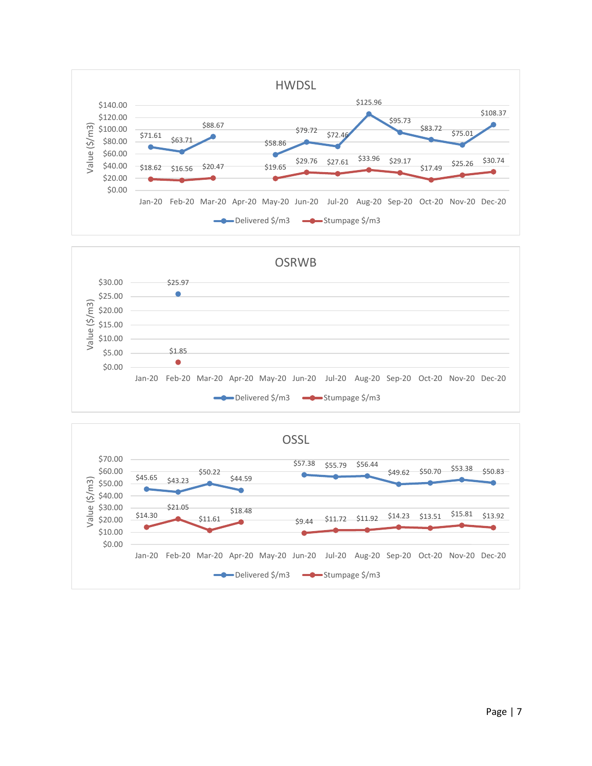## HWDSL

| | Jan-20 | Feb-20 | Mar-20 | Apr-20 | May-20 | Jun-20 | Jul-20 | Aug-20 | Sep-20 | Oct-20 | Nov-20 | Dec-20 |
|---|---|---|---|---|---|---|---|---|---|---|---|---|
| Delivered $/m3 | $71.61 | $63.71 | $88.67 | | $58.86 | $79.72 | $72.46 | $125.96 | $95.73 | $83.72 | $75.01 | $108.37 |
| Stumpage $/m3 | $18.62 | $16.56 | $20.47 | | $19.65 | $29.76 | $27.61 | $33.96 | $29.17 | $17.49 | $25.26 | $30.74 |

## OSRWB

| | Jan-20 | Feb-20 | Mar-20 | Apr-20 | May-20 | Jun-20 | Jul-20 | Aug-20 | Sep-20 | Oct-20 | Nov-20 | Dec-20 |
|---|---|---|---|---|---|---|---|---|---|---|---|---|
| Delivered $/m3 | | $25.97 | | | | | | | | | | |
| Stumpage $/m3 | | $1.85 | | | | | | | | | | |

## OSSL

| | Jan-20 | Feb-20 | Mar-20 | Apr-20 | May-20 | Jun-20 | Jul-20 | Aug-20 | Sep-20 | Oct-20 | Nov-20 | Dec-20 |
|---|---|---|---|---|---|---|---|---|---|---|---|---|
| Delivered $/m3 | $45.65 | $43.23 | $50.22 | $44.59 | | $57.38 | $55.79 | $56.44 | $49.62 | $50.70 | $53.38 | $50.83 |
| Stumpage $/m3 | $14.30 | $21.05 | $11.61 | $18.48 | | $9.44 | $11.72 | $11.92 | $14.23 | $13.51 | $15.81 | $13.92 |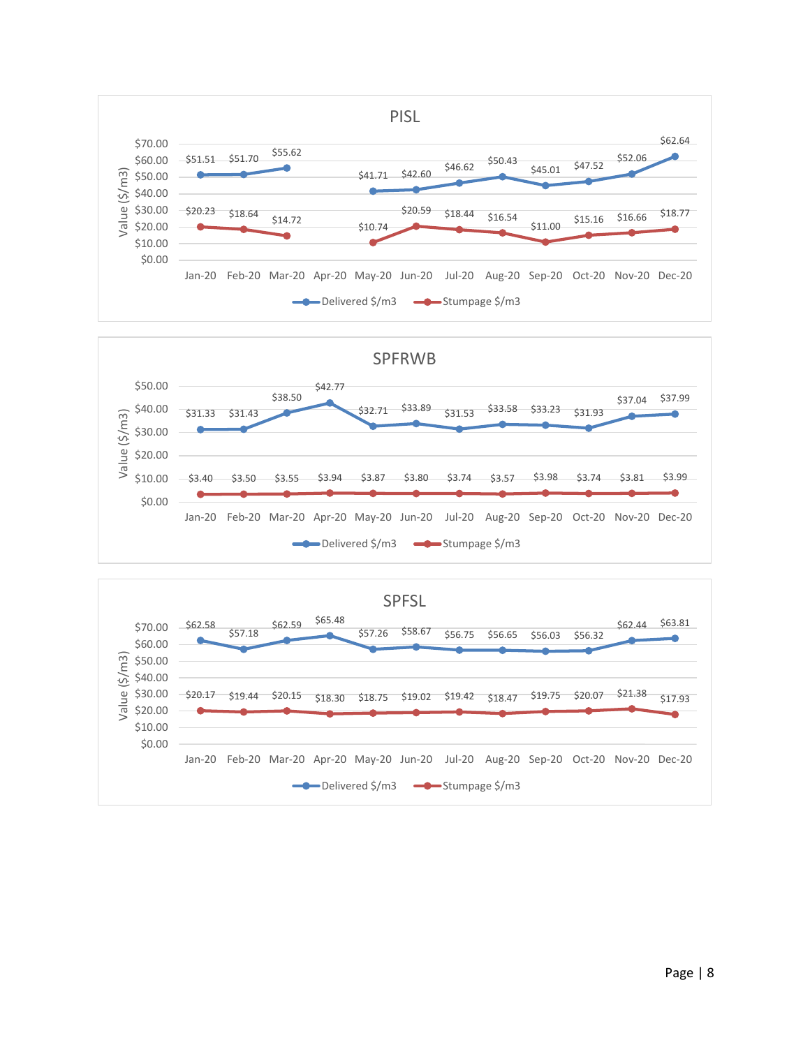## PISL

| Month | Delivered $/m3 | Stumpage $/m3 |
|---|---|---|
| Jan-20 | $51.51 | $20.23 |
| Feb-20 | $51.70 | $18.64 |
| Mar-20 | $55.62 | $14.72 |
| Apr-20 | | |
| May-20 | $41.71 | $10.74 |
| Jun-20 | $42.60 | $20.59 |
| Jul-20 | $46.62 | $18.44 |
| Aug-20 | $50.43 | $16.54 |
| Sep-20 | $45.01 | $11.00 |
| Oct-20 | $47.52 | $15.16 |
| Nov-20 | $52.06 | $16.66 |
| Dec-20 | $62.64 | $18.77 |

Value ($/m3)

## SPFRWB

| Month | Delivered $/m3 | Stumpage $/m3 |
|---|---|---|
| Jan-20 | $31.33 | $3.40 |
| Feb-20 | $31.43 | $3.50 |
| Mar-20 | $38.50 | $3.55 |
| Apr-20 | $42.77 | $3.94 |
| May-20 | $32.71 | $3.87 |
| Jun-20 | $33.89 | $3.80 |
| Jul-20 | $31.53 | $3.74 |
| Aug-20 | $33.58 | $3.57 |
| Sep-20 | $33.23 | $3.98 |
| Oct-20 | $31.93 | $3.74 |
| Nov-20 | $37.04 | $3.81 |
| Dec-20 | $37.99 | $3.99 |

Value ($/m3)

## SPFSL

| Month | Delivered $/m3 | Stumpage $/m3 |
|---|---|---|
| Jan-20 | $62.58 | $20.17 |
| Feb-20 | $57.18 | $19.44 |
| Mar-20 | $62.59 | $20.15 |
| Apr-20 | $65.48 | $18.30 |
| May-20 | $57.26 | $18.75 |
| Jun-20 | $58.67 | $19.02 |
| Jul-20 | $56.75 | $19.42 |
| Aug-20 | $56.65 | $18.47 |
| Sep-20 | $56.03 | $19.75 |
| Oct-20 | $56.32 | $20.07 |
| Nov-20 | $62.44 | $21.38 |
| Dec-20 | $63.81 | $17.93 |

Value ($/m3)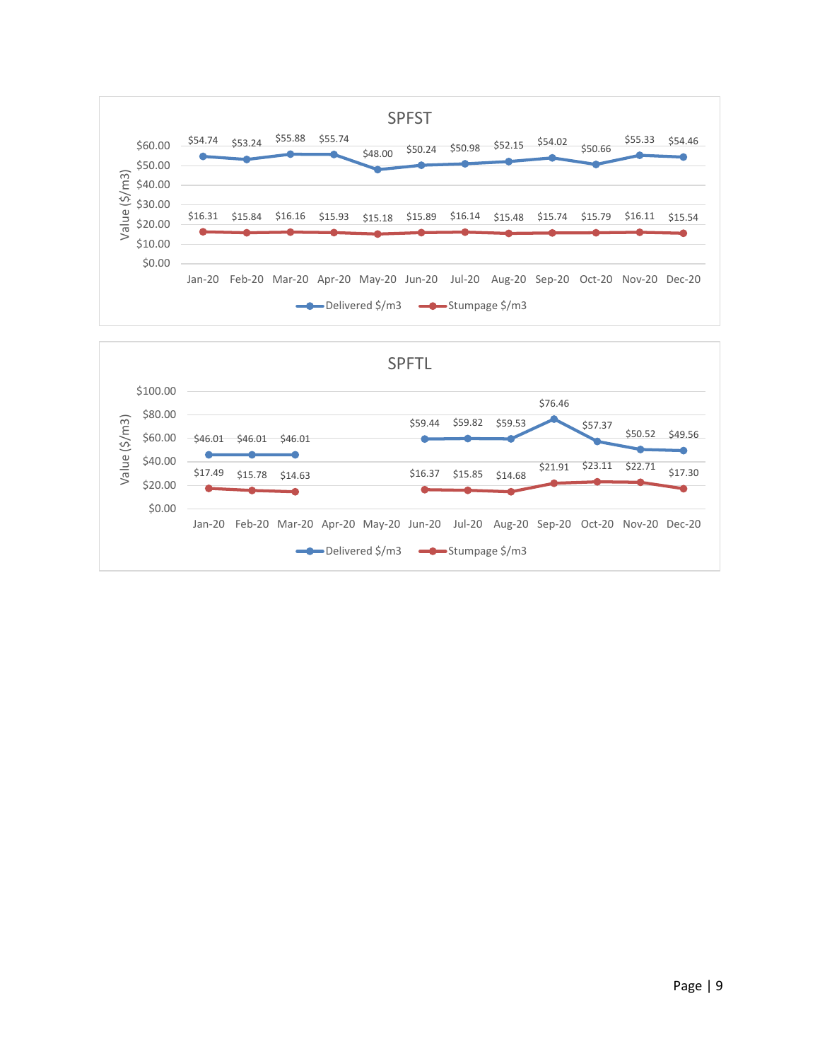SPFST

$60.00
$50.00
$40.00
$30.00
$20.00
$10.00
$0.00

Value ($/m3)

$54.74 $53.24 $55.88 $55.74 $48.00 $50.24 $50.98 $52.15 $54.02 $50.66 $55.33 $54.46

$16.31 $15.84 $16.16 $15.93 $15.18 $15.89 $16.14 $15.48 $15.74 $15.79 $16.11 $15.54

Jan-20 Feb-20 Mar-20 Apr-20 May-20 Jun-20 Jul-20 Aug-20 Sep-20 Oct-20 Nov-20 Dec-20

Delivered $/m3 Stumpage $/m3

SPFTL

$100.00
$80.00
$60.00
$40.00
$20.00
$0.00

Value ($/m3)

$46.01 $46.01 $46.01 $59.44 $59.82 $59.53 $76.46 $57.37 $50.52 $49.56

$17.49 $15.78 $14.63 $16.37 $15.85 $14.68 $21.91 $23.11 $22.71 $17.30

Jan-20 Feb-20 Mar-20 Apr-20 May-20 Jun-20 Jul-20 Aug-20 Sep-20 Oct-20 Nov-20 Dec-20

Delivered $/m3 Stumpage $/m3